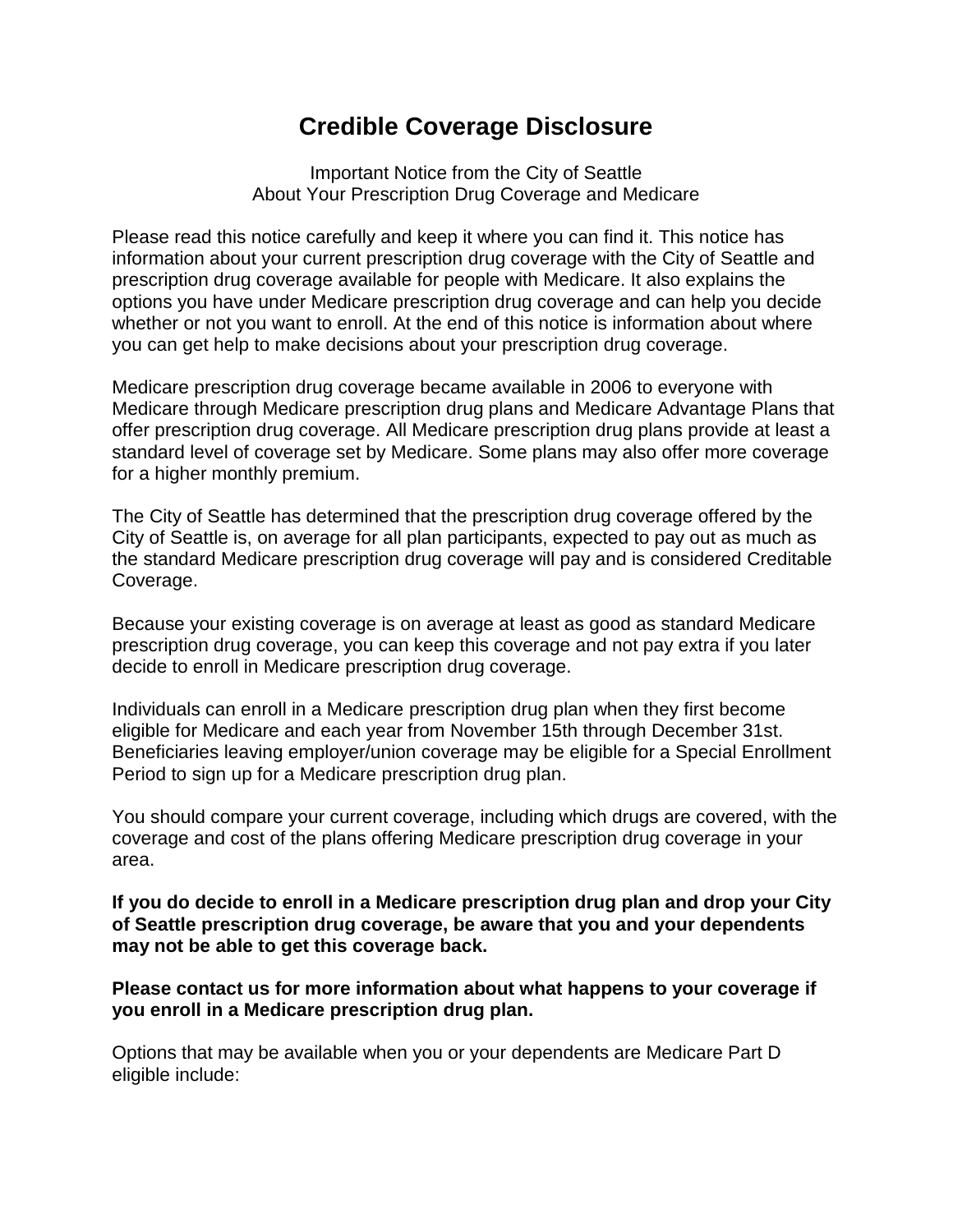# Credible Coverage Disclosure

Important Notice from the City of Seattle
About Your Prescription Drug Coverage and Medicare

Please read this notice carefully and keep it where you can find it. This notice has information about your current prescription drug coverage with the City of Seattle and prescription drug coverage available for people with Medicare. It also explains the options you have under Medicare prescription drug coverage and can help you decide whether or not you want to enroll. At the end of this notice is information about where you can get help to make decisions about your prescription drug coverage.

Medicare prescription drug coverage became available in 2006 to everyone with Medicare through Medicare prescription drug plans and Medicare Advantage Plans that offer prescription drug coverage. All Medicare prescription drug plans provide at least a standard level of coverage set by Medicare. Some plans may also offer more coverage for a higher monthly premium.

The City of Seattle has determined that the prescription drug coverage offered by the City of Seattle is, on average for all plan participants, expected to pay out as much as the standard Medicare prescription drug coverage will pay and is considered Creditable Coverage.

Because your existing coverage is on average at least as good as standard Medicare prescription drug coverage, you can keep this coverage and not pay extra if you later decide to enroll in Medicare prescription drug coverage.

Individuals can enroll in a Medicare prescription drug plan when they first become eligible for Medicare and each year from November 15th through December 31st. Beneficiaries leaving employer/union coverage may be eligible for a Special Enrollment Period to sign up for a Medicare prescription drug plan.

You should compare your current coverage, including which drugs are covered, with the coverage and cost of the plans offering Medicare prescription drug coverage in your area.

**If you do decide to enroll in a Medicare prescription drug plan and drop your City of Seattle prescription drug coverage, be aware that you and your dependents may not be able to get this coverage back.**

**Please contact us for more information about what happens to your coverage if you enroll in a Medicare prescription drug plan.**

Options that may be available when you or your dependents are Medicare Part D eligible include: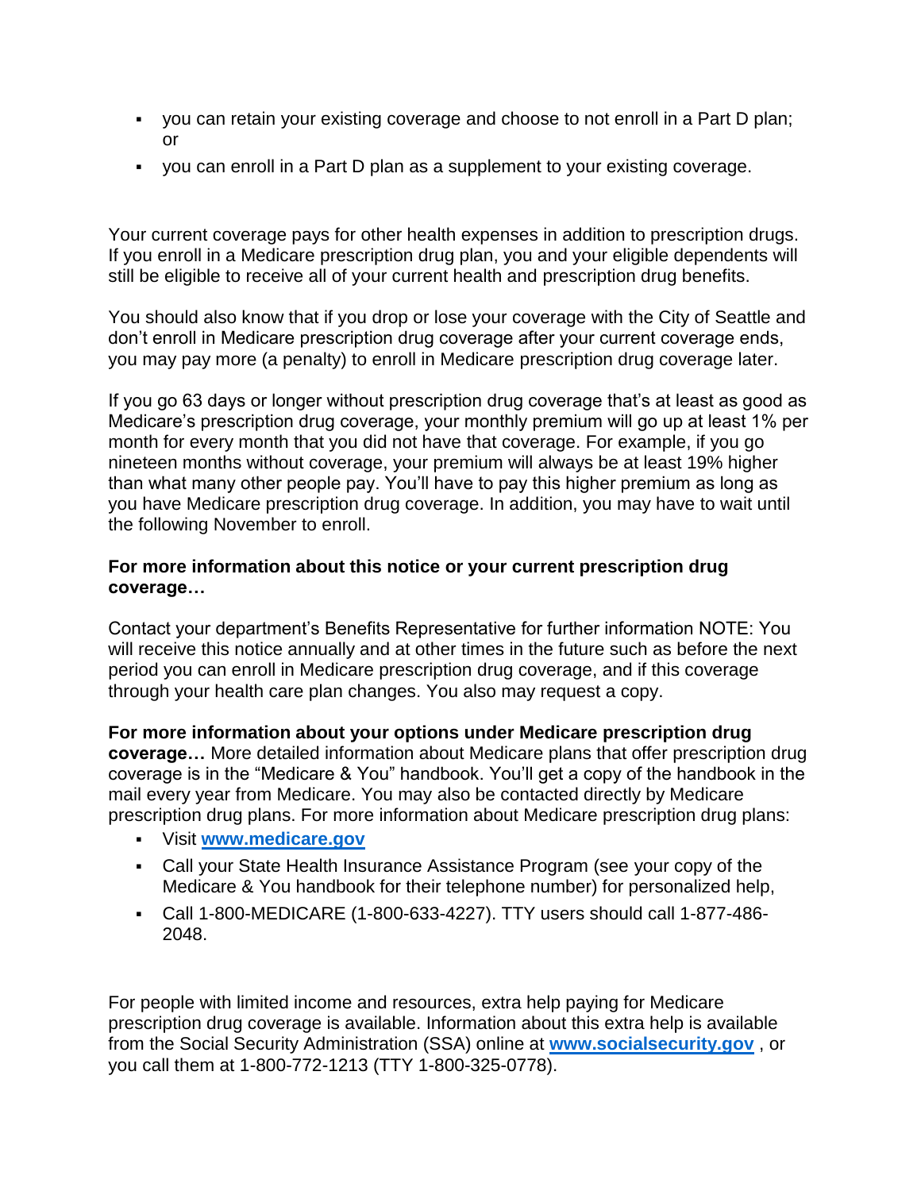- you can retain your existing coverage and choose to not enroll in a Part D plan; or
- you can enroll in a Part D plan as a supplement to your existing coverage.

Your current coverage pays for other health expenses in addition to prescription drugs. If you enroll in a Medicare prescription drug plan, you and your eligible dependents will still be eligible to receive all of your current health and prescription drug benefits.

You should also know that if you drop or lose your coverage with the City of Seattle and don't enroll in Medicare prescription drug coverage after your current coverage ends, you may pay more (a penalty) to enroll in Medicare prescription drug coverage later.

If you go 63 days or longer without prescription drug coverage that's at least as good as Medicare's prescription drug coverage, your monthly premium will go up at least 1% per month for every month that you did not have that coverage. For example, if you go nineteen months without coverage, your premium will always be at least 19% higher than what many other people pay. You'll have to pay this higher premium as long as you have Medicare prescription drug coverage. In addition, you may have to wait until the following November to enroll.

**For more information about this notice or your current prescription drug coverage…**

Contact your department's Benefits Representative for further information NOTE: You will receive this notice annually and at other times in the future such as before the next period you can enroll in Medicare prescription drug coverage, and if this coverage through your health care plan changes. You also may request a copy.

**For more information about your options under Medicare prescription drug coverage…** More detailed information about Medicare plans that offer prescription drug coverage is in the "Medicare & You" handbook. You'll get a copy of the handbook in the mail every year from Medicare. You may also be contacted directly by Medicare prescription drug plans. For more information about Medicare prescription drug plans:

- Visit **www.medicare.gov**
- Call your State Health Insurance Assistance Program (see your copy of the Medicare & You handbook for their telephone number) for personalized help,
- Call 1-800-MEDICARE (1-800-633-4227). TTY users should call 1-877-486-2048.

For people with limited income and resources, extra help paying for Medicare prescription drug coverage is available. Information about this extra help is available from the Social Security Administration (SSA) online at **www.socialsecurity.gov** , or you call them at 1-800-772-1213 (TTY 1-800-325-0778).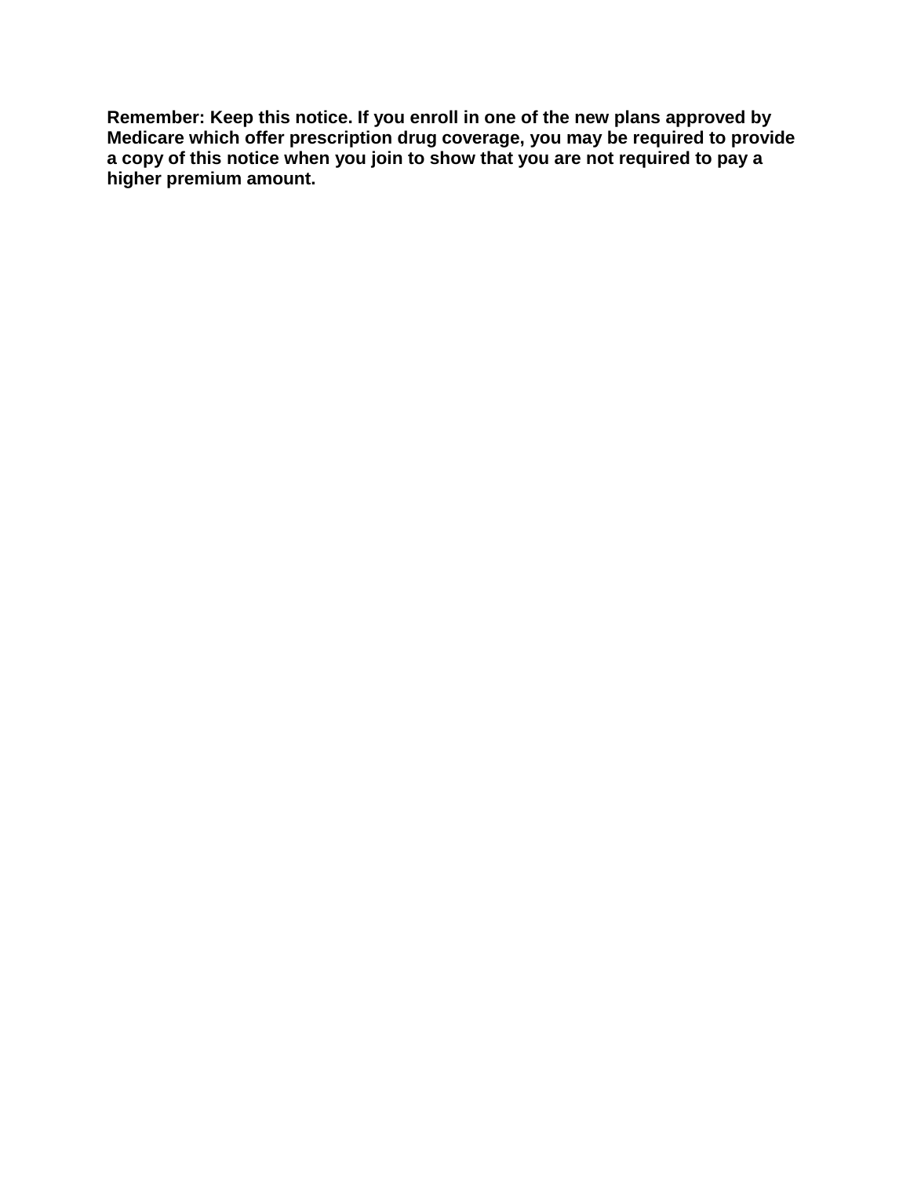**Remember: Keep this notice. If you enroll in one of the new plans approved by Medicare which offer prescription drug coverage, you may be required to provide a copy of this notice when you join to show that you are not required to pay a higher premium amount.**